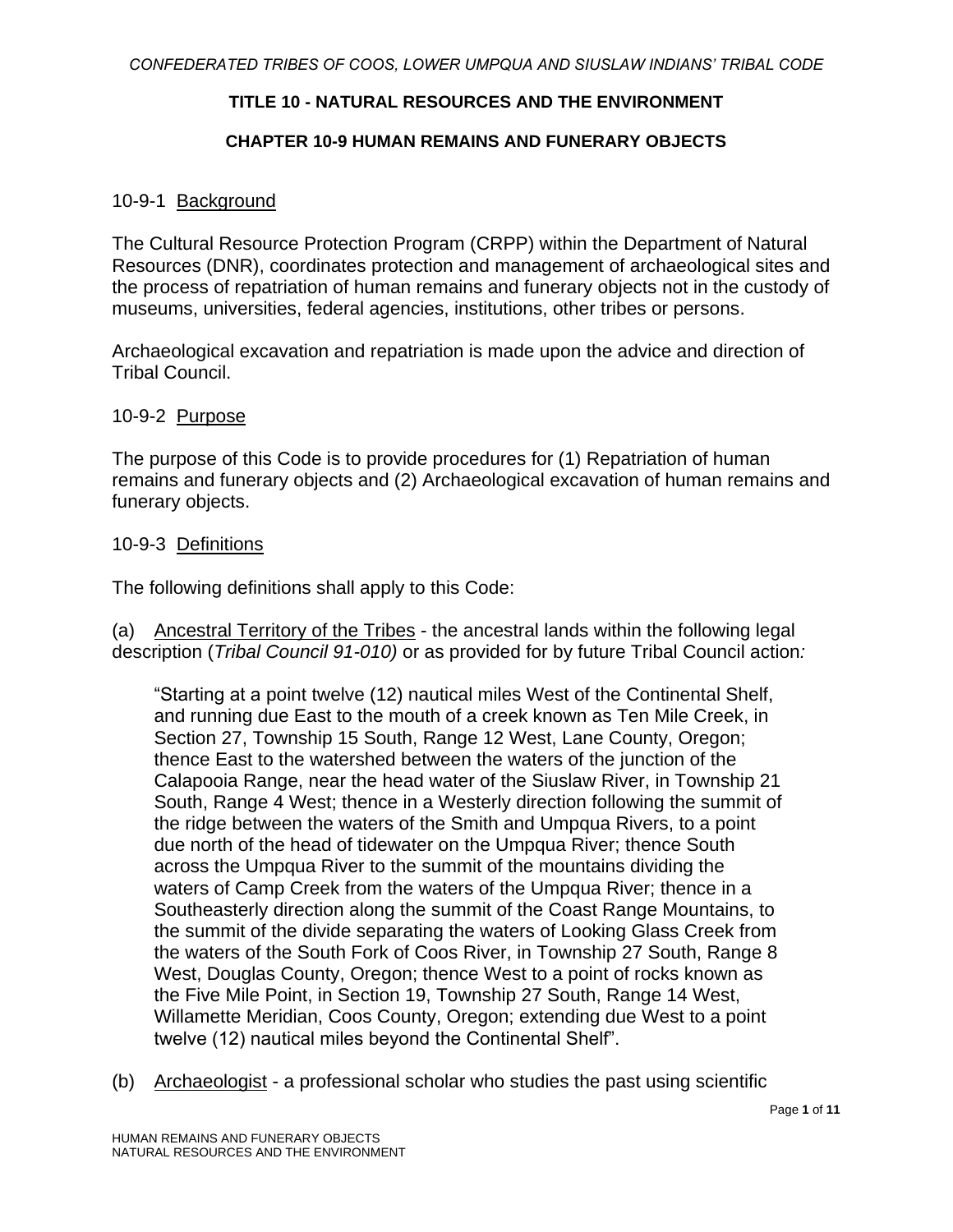*CONFEDERATED TRIBES OF COOS, LOWER UMPQUA AND SIUSLAW INDIANS' TRIBAL CODE*

# TITLE 10 - NATURAL RESOURCES AND THE ENVIRONMENT

## CHAPTER 10-9 HUMAN REMAINS AND FUNERARY OBJECTS

### 10-9-1 Background

The Cultural Resource Protection Program (CRPP) within the Department of Natural Resources (DNR), coordinates protection and management of archaeological sites and the process of repatriation of human remains and funerary objects not in the custody of museums, universities, federal agencies, institutions, other tribes or persons.

Archaeological excavation and repatriation is made upon the advice and direction of Tribal Council.

### 10-9-2 Purpose

The purpose of this Code is to provide procedures for (1) Repatriation of human remains and funerary objects and (2) Archaeological excavation of human remains and funerary objects.

### 10-9-3 Definitions

The following definitions shall apply to this Code:

(a) Ancestral Territory of the Tribes - the ancestral lands within the following legal description (*Tribal Council 91-010)* or as provided for by future Tribal Council action*:*

> "Starting at a point twelve (12) nautical miles West of the Continental Shelf, and running due East to the mouth of a creek known as Ten Mile Creek, in Section 27, Township 15 South, Range 12 West, Lane County, Oregon; thence East to the watershed between the waters of the junction of the Calapooia Range, near the head water of the Siuslaw River, in Township 21 South, Range 4 West; thence in a Westerly direction following the summit of the ridge between the waters of the Smith and Umpqua Rivers, to a point due north of the head of tidewater on the Umpqua River; thence South across the Umpqua River to the summit of the mountains dividing the waters of Camp Creek from the waters of the Umpqua River; thence in a Southeasterly direction along the summit of the Coast Range Mountains, to the summit of the divide separating the waters of Looking Glass Creek from the waters of the South Fork of Coos River, in Township 27 South, Range 8 West, Douglas County, Oregon; thence West to a point of rocks known as the Five Mile Point, in Section 19, Township 27 South, Range 14 West, Willamette Meridian, Coos County, Oregon; extending due West to a point twelve (12) nautical miles beyond the Continental Shelf".

(b) Archaeologist - a professional scholar who studies the past using scientific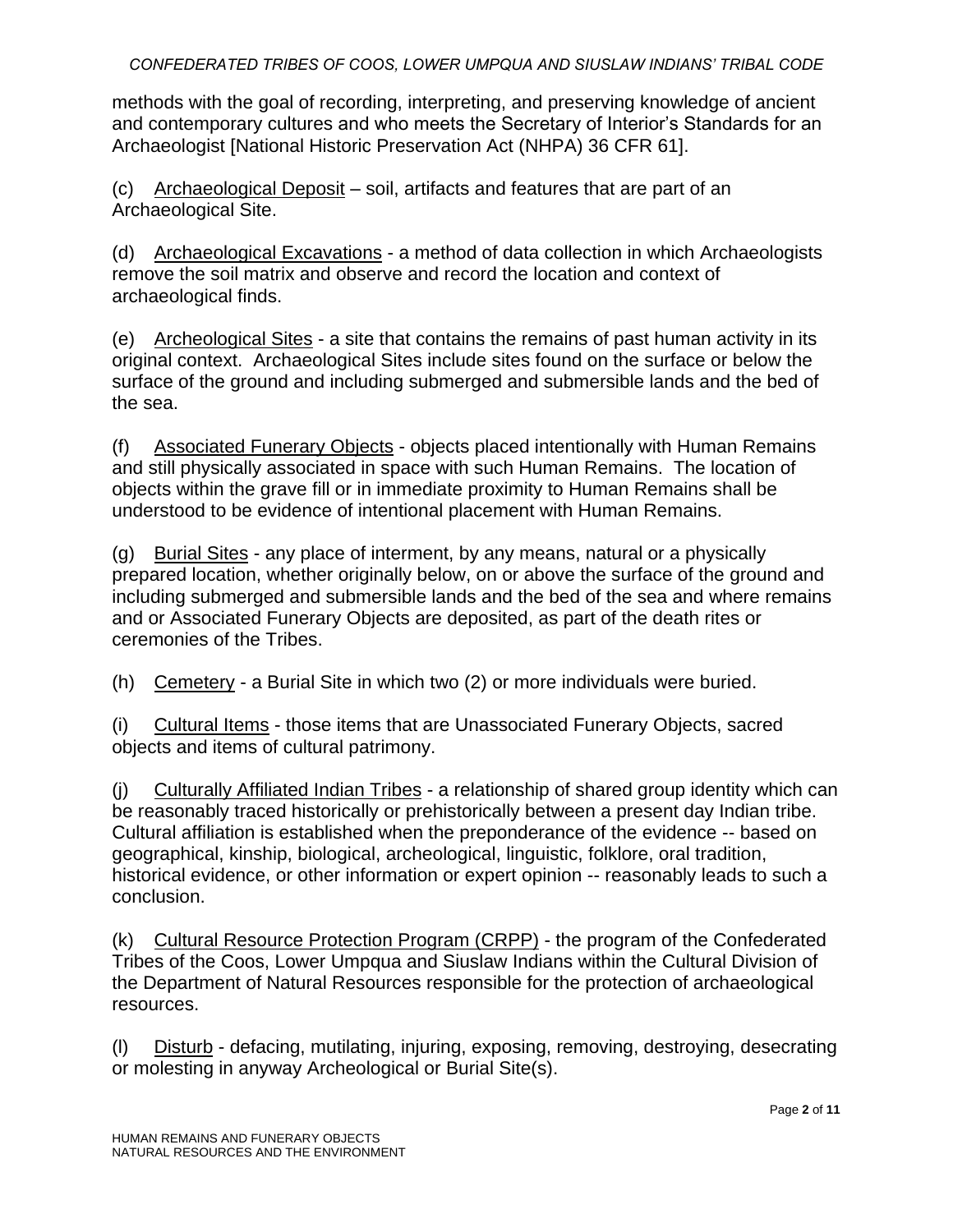methods with the goal of recording, interpreting, and preserving knowledge of ancient and contemporary cultures and who meets the Secretary of Interior's Standards for an Archaeologist [National Historic Preservation Act (NHPA) 36 CFR 61].

(c) Archaeological Deposit – soil, artifacts and features that are part of an Archaeological Site.

(d) Archaeological Excavations - a method of data collection in which Archaeologists remove the soil matrix and observe and record the location and context of archaeological finds.

(e) Archeological Sites - a site that contains the remains of past human activity in its original context. Archaeological Sites include sites found on the surface or below the surface of the ground and including submerged and submersible lands and the bed of the sea.

(f) Associated Funerary Objects - objects placed intentionally with Human Remains and still physically associated in space with such Human Remains. The location of objects within the grave fill or in immediate proximity to Human Remains shall be understood to be evidence of intentional placement with Human Remains.

(g) Burial Sites - any place of interment, by any means, natural or a physically prepared location, whether originally below, on or above the surface of the ground and including submerged and submersible lands and the bed of the sea and where remains and or Associated Funerary Objects are deposited, as part of the death rites or ceremonies of the Tribes.

(h) Cemetery - a Burial Site in which two (2) or more individuals were buried.

(i) Cultural Items - those items that are Unassociated Funerary Objects, sacred objects and items of cultural patrimony.

(j) Culturally Affiliated Indian Tribes - a relationship of shared group identity which can be reasonably traced historically or prehistorically between a present day Indian tribe. Cultural affiliation is established when the preponderance of the evidence -- based on geographical, kinship, biological, archeological, linguistic, folklore, oral tradition, historical evidence, or other information or expert opinion -- reasonably leads to such a conclusion.

(k) Cultural Resource Protection Program (CRPP) - the program of the Confederated Tribes of the Coos, Lower Umpqua and Siuslaw Indians within the Cultural Division of the Department of Natural Resources responsible for the protection of archaeological resources.

(l) Disturb - defacing, mutilating, injuring, exposing, removing, destroying, desecrating or molesting in anyway Archeological or Burial Site(s).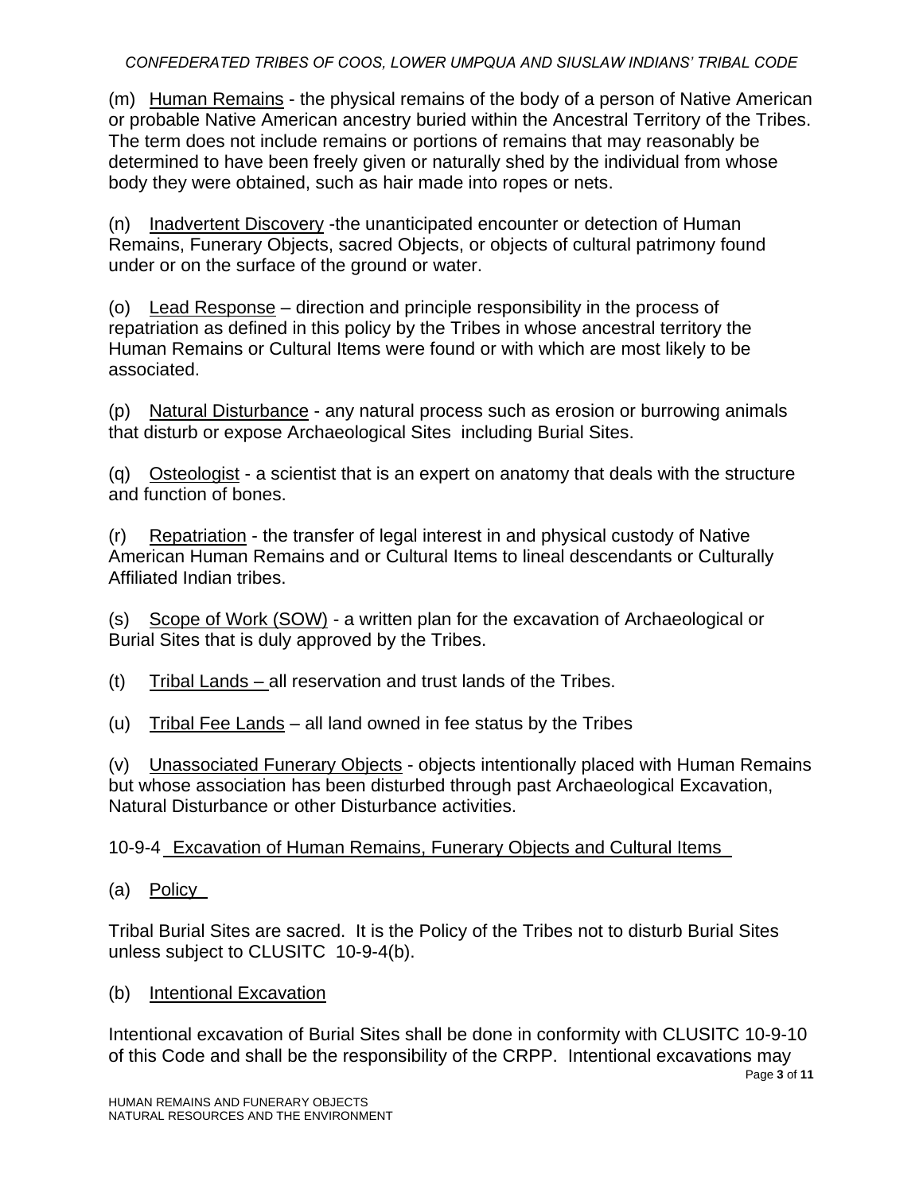(m) Human Remains - the physical remains of the body of a person of Native American or probable Native American ancestry buried within the Ancestral Territory of the Tribes. The term does not include remains or portions of remains that may reasonably be determined to have been freely given or naturally shed by the individual from whose body they were obtained, such as hair made into ropes or nets.

(n) Inadvertent Discovery -the unanticipated encounter or detection of Human Remains, Funerary Objects, sacred Objects, or objects of cultural patrimony found under or on the surface of the ground or water.

(o) Lead Response – direction and principle responsibility in the process of repatriation as defined in this policy by the Tribes in whose ancestral territory the Human Remains or Cultural Items were found or with which are most likely to be associated.

(p) Natural Disturbance - any natural process such as erosion or burrowing animals that disturb or expose Archaeological Sites including Burial Sites.

(q) Osteologist - a scientist that is an expert on anatomy that deals with the structure and function of bones.

(r) Repatriation - the transfer of legal interest in and physical custody of Native American Human Remains and or Cultural Items to lineal descendants or Culturally Affiliated Indian tribes.

(s) Scope of Work (SOW) - a written plan for the excavation of Archaeological or Burial Sites that is duly approved by the Tribes.

(t) Tribal Lands – all reservation and trust lands of the Tribes.

(u) Tribal Fee Lands – all land owned in fee status by the Tribes

(v) Unassociated Funerary Objects - objects intentionally placed with Human Remains but whose association has been disturbed through past Archaeological Excavation, Natural Disturbance or other Disturbance activities.

## 10-9-4 Excavation of Human Remains, Funerary Objects and Cultural Items

(a) Policy

Tribal Burial Sites are sacred. It is the Policy of the Tribes not to disturb Burial Sites unless subject to CLUSITC 10-9-4(b).

(b) Intentional Excavation

Intentional excavation of Burial Sites shall be done in conformity with CLUSITC 10-9-10 of this Code and shall be the responsibility of the CRPP. Intentional excavations may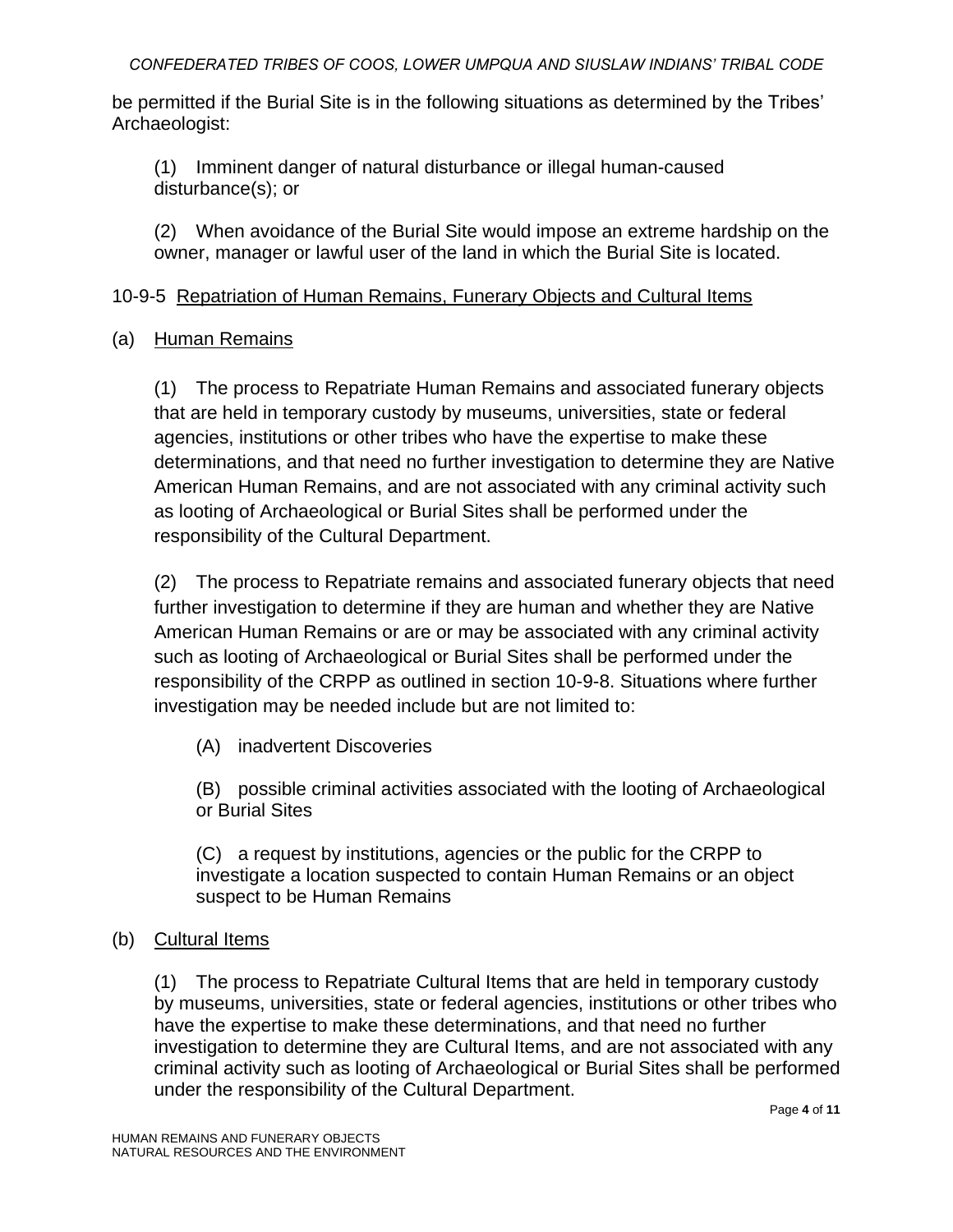be permitted if the Burial Site is in the following situations as determined by the Tribes' Archaeologist:

(1) Imminent danger of natural disturbance or illegal human-caused disturbance(s); or

(2) When avoidance of the Burial Site would impose an extreme hardship on the owner, manager or lawful user of the land in which the Burial Site is located.

10-9-5 Repatriation of Human Remains, Funerary Objects and Cultural Items

(a) Human Remains

(1) The process to Repatriate Human Remains and associated funerary objects that are held in temporary custody by museums, universities, state or federal agencies, institutions or other tribes who have the expertise to make these determinations, and that need no further investigation to determine they are Native American Human Remains, and are not associated with any criminal activity such as looting of Archaeological or Burial Sites shall be performed under the responsibility of the Cultural Department.

(2) The process to Repatriate remains and associated funerary objects that need further investigation to determine if they are human and whether they are Native American Human Remains or are or may be associated with any criminal activity such as looting of Archaeological or Burial Sites shall be performed under the responsibility of the CRPP as outlined in section 10-9-8. Situations where further investigation may be needed include but are not limited to:

(A) inadvertent Discoveries

(B) possible criminal activities associated with the looting of Archaeological or Burial Sites

(C) a request by institutions, agencies or the public for the CRPP to investigate a location suspected to contain Human Remains or an object suspect to be Human Remains

(b) Cultural Items

(1) The process to Repatriate Cultural Items that are held in temporary custody by museums, universities, state or federal agencies, institutions or other tribes who have the expertise to make these determinations, and that need no further investigation to determine they are Cultural Items, and are not associated with any criminal activity such as looting of Archaeological or Burial Sites shall be performed under the responsibility of the Cultural Department.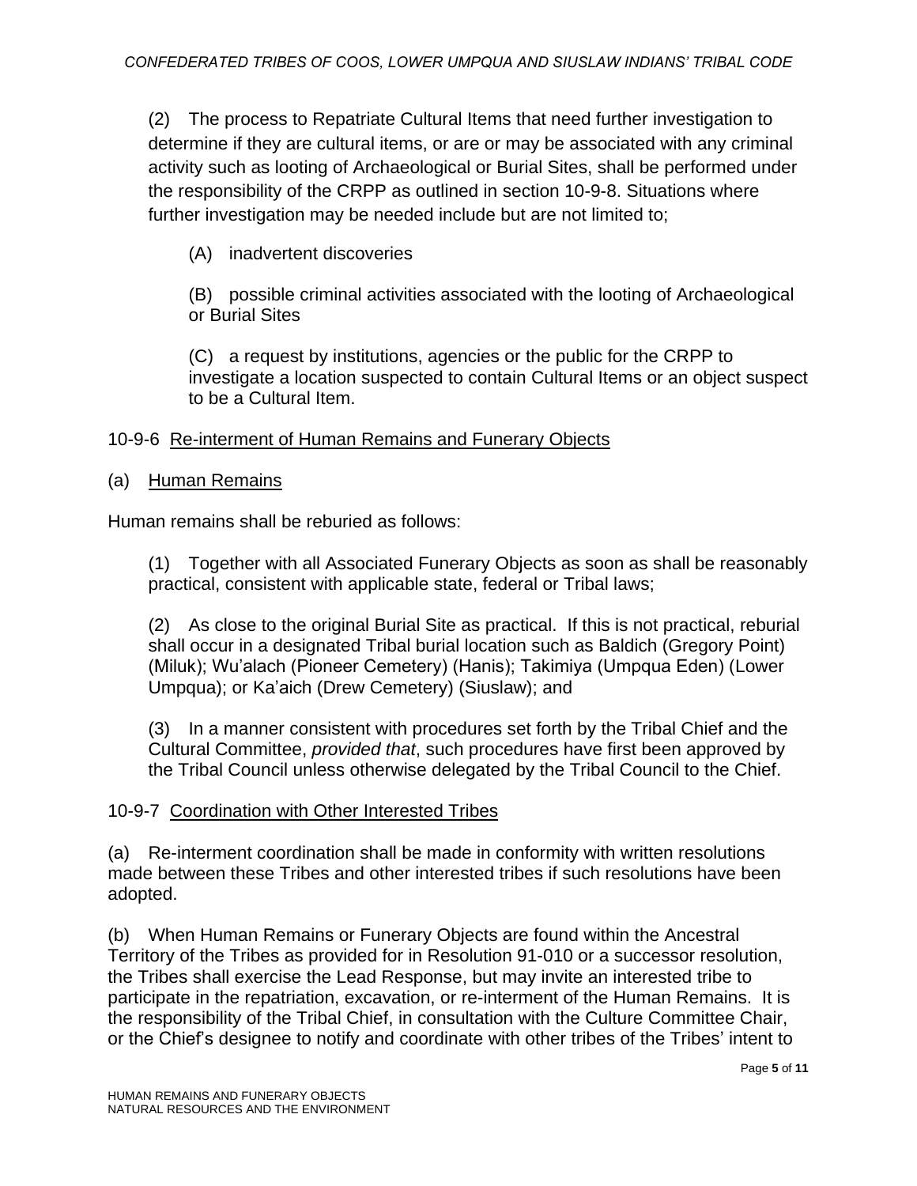(2) The process to Repatriate Cultural Items that need further investigation to determine if they are cultural items, or are or may be associated with any criminal activity such as looting of Archaeological or Burial Sites, shall be performed under the responsibility of the CRPP as outlined in section 10-9-8. Situations where further investigation may be needed include but are not limited to;

(A) inadvertent discoveries

(B) possible criminal activities associated with the looting of Archaeological or Burial Sites

(C) a request by institutions, agencies or the public for the CRPP to investigate a location suspected to contain Cultural Items or an object suspect to be a Cultural Item.

10-9-6 Re-interment of Human Remains and Funerary Objects

(a) Human Remains

Human remains shall be reburied as follows:

(1) Together with all Associated Funerary Objects as soon as shall be reasonably practical, consistent with applicable state, federal or Tribal laws;

(2) As close to the original Burial Site as practical. If this is not practical, reburial shall occur in a designated Tribal burial location such as Baldich (Gregory Point) (Miluk); Wu'alach (Pioneer Cemetery) (Hanis); Takimiya (Umpqua Eden) (Lower Umpqua); or Ka'aich (Drew Cemetery) (Siuslaw); and

(3) In a manner consistent with procedures set forth by the Tribal Chief and the Cultural Committee, *provided that*, such procedures have first been approved by the Tribal Council unless otherwise delegated by the Tribal Council to the Chief.

10-9-7 Coordination with Other Interested Tribes

(a) Re-interment coordination shall be made in conformity with written resolutions made between these Tribes and other interested tribes if such resolutions have been adopted.

(b) When Human Remains or Funerary Objects are found within the Ancestral Territory of the Tribes as provided for in Resolution 91-010 or a successor resolution, the Tribes shall exercise the Lead Response, but may invite an interested tribe to participate in the repatriation, excavation, or re-interment of the Human Remains. It is the responsibility of the Tribal Chief, in consultation with the Culture Committee Chair, or the Chief's designee to notify and coordinate with other tribes of the Tribes' intent to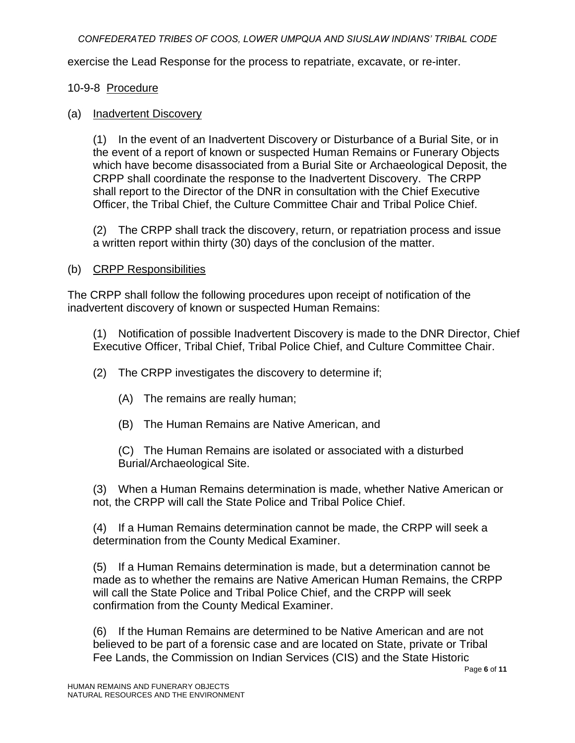exercise the Lead Response for the process to repatriate, excavate, or re-inter.

10-9-8 Procedure

(a) Inadvertent Discovery

(1) In the event of an Inadvertent Discovery or Disturbance of a Burial Site, or in the event of a report of known or suspected Human Remains or Funerary Objects which have become disassociated from a Burial Site or Archaeological Deposit, the CRPP shall coordinate the response to the Inadvertent Discovery. The CRPP shall report to the Director of the DNR in consultation with the Chief Executive Officer, the Tribal Chief, the Culture Committee Chair and Tribal Police Chief.

(2) The CRPP shall track the discovery, return, or repatriation process and issue a written report within thirty (30) days of the conclusion of the matter.

(b) CRPP Responsibilities

The CRPP shall follow the following procedures upon receipt of notification of the inadvertent discovery of known or suspected Human Remains:

(1) Notification of possible Inadvertent Discovery is made to the DNR Director, Chief Executive Officer, Tribal Chief, Tribal Police Chief, and Culture Committee Chair.

(2) The CRPP investigates the discovery to determine if;

(A) The remains are really human;

(B) The Human Remains are Native American, and

(C) The Human Remains are isolated or associated with a disturbed Burial/Archaeological Site.

(3) When a Human Remains determination is made, whether Native American or not, the CRPP will call the State Police and Tribal Police Chief.

(4) If a Human Remains determination cannot be made, the CRPP will seek a determination from the County Medical Examiner.

(5) If a Human Remains determination is made, but a determination cannot be made as to whether the remains are Native American Human Remains, the CRPP will call the State Police and Tribal Police Chief, and the CRPP will seek confirmation from the County Medical Examiner.

(6) If the Human Remains are determined to be Native American and are not believed to be part of a forensic case and are located on State, private or Tribal Fee Lands, the Commission on Indian Services (CIS) and the State Historic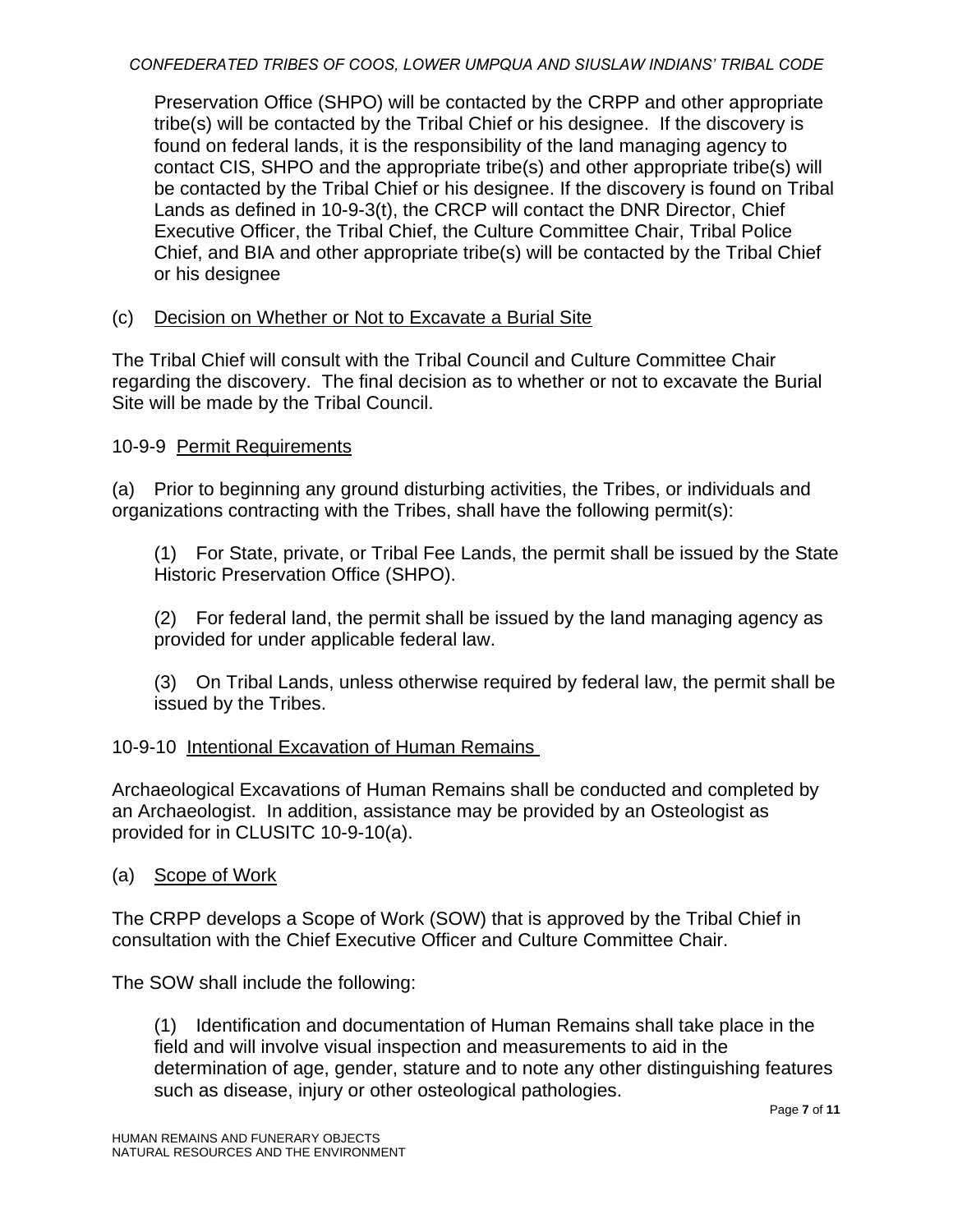Preservation Office (SHPO) will be contacted by the CRPP and other appropriate tribe(s) will be contacted by the Tribal Chief or his designee. If the discovery is found on federal lands, it is the responsibility of the land managing agency to contact CIS, SHPO and the appropriate tribe(s) and other appropriate tribe(s) will be contacted by the Tribal Chief or his designee. If the discovery is found on Tribal Lands as defined in 10-9-3(t), the CRCP will contact the DNR Director, Chief Executive Officer, the Tribal Chief, the Culture Committee Chair, Tribal Police Chief, and BIA and other appropriate tribe(s) will be contacted by the Tribal Chief or his designee

(c) Decision on Whether or Not to Excavate a Burial Site

The Tribal Chief will consult with the Tribal Council and Culture Committee Chair regarding the discovery. The final decision as to whether or not to excavate the Burial Site will be made by the Tribal Council.

10-9-9 Permit Requirements

(a) Prior to beginning any ground disturbing activities, the Tribes, or individuals and organizations contracting with the Tribes, shall have the following permit(s):

(1) For State, private, or Tribal Fee Lands, the permit shall be issued by the State Historic Preservation Office (SHPO).

(2) For federal land, the permit shall be issued by the land managing agency as provided for under applicable federal law.

(3) On Tribal Lands, unless otherwise required by federal law, the permit shall be issued by the Tribes.

10-9-10 Intentional Excavation of Human Remains

Archaeological Excavations of Human Remains shall be conducted and completed by an Archaeologist. In addition, assistance may be provided by an Osteologist as provided for in CLUSITC 10-9-10(a).

(a) Scope of Work

The CRPP develops a Scope of Work (SOW) that is approved by the Tribal Chief in consultation with the Chief Executive Officer and Culture Committee Chair.

The SOW shall include the following:

(1) Identification and documentation of Human Remains shall take place in the field and will involve visual inspection and measurements to aid in the determination of age, gender, stature and to note any other distinguishing features such as disease, injury or other osteological pathologies.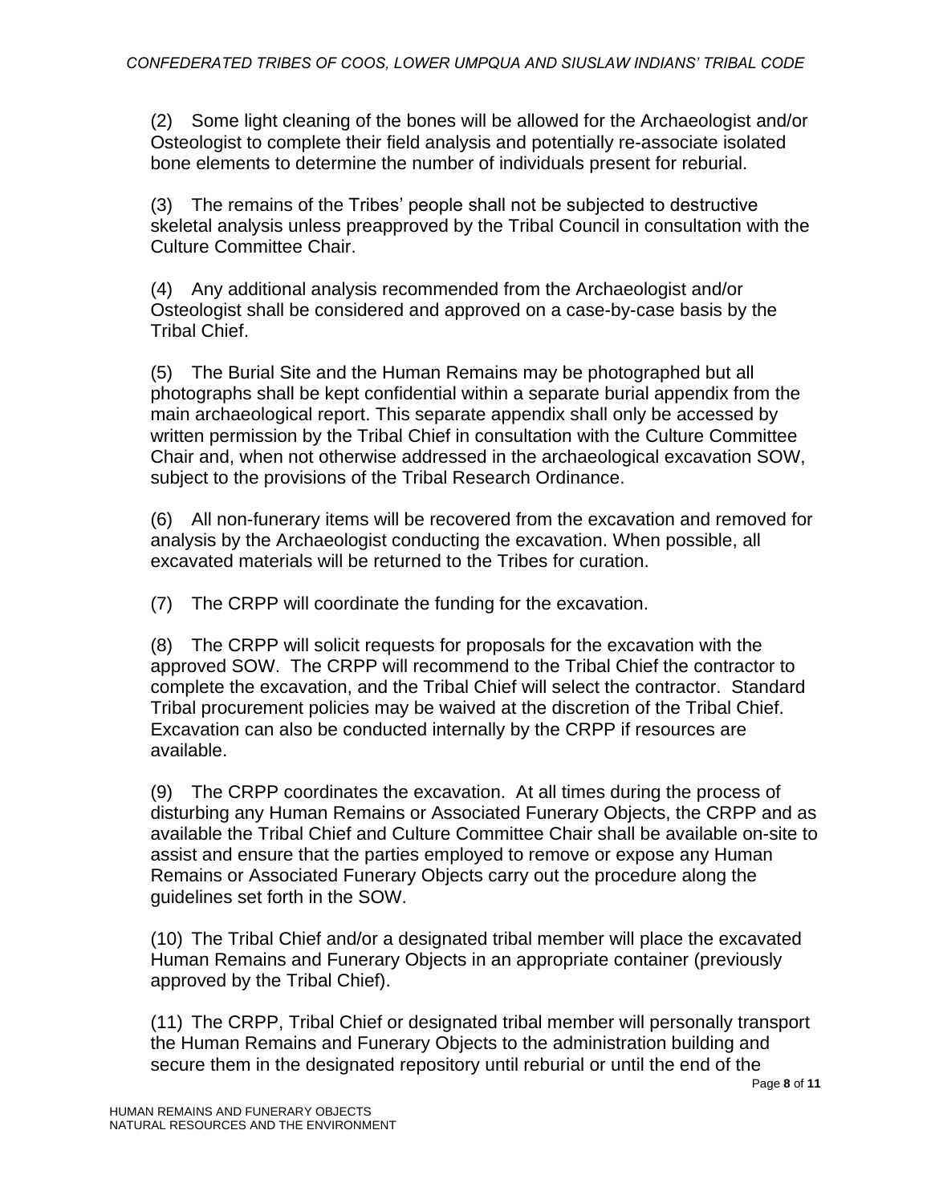(2) Some light cleaning of the bones will be allowed for the Archaeologist and/or Osteologist to complete their field analysis and potentially re-associate isolated bone elements to determine the number of individuals present for reburial.

(3) The remains of the Tribes' people shall not be subjected to destructive skeletal analysis unless preapproved by the Tribal Council in consultation with the Culture Committee Chair.

(4) Any additional analysis recommended from the Archaeologist and/or Osteologist shall be considered and approved on a case-by-case basis by the Tribal Chief.

(5) The Burial Site and the Human Remains may be photographed but all photographs shall be kept confidential within a separate burial appendix from the main archaeological report. This separate appendix shall only be accessed by written permission by the Tribal Chief in consultation with the Culture Committee Chair and, when not otherwise addressed in the archaeological excavation SOW, subject to the provisions of the Tribal Research Ordinance.

(6) All non-funerary items will be recovered from the excavation and removed for analysis by the Archaeologist conducting the excavation. When possible, all excavated materials will be returned to the Tribes for curation.

(7) The CRPP will coordinate the funding for the excavation.

(8) The CRPP will solicit requests for proposals for the excavation with the approved SOW. The CRPP will recommend to the Tribal Chief the contractor to complete the excavation, and the Tribal Chief will select the contractor. Standard Tribal procurement policies may be waived at the discretion of the Tribal Chief. Excavation can also be conducted internally by the CRPP if resources are available.

(9) The CRPP coordinates the excavation. At all times during the process of disturbing any Human Remains or Associated Funerary Objects, the CRPP and as available the Tribal Chief and Culture Committee Chair shall be available on-site to assist and ensure that the parties employed to remove or expose any Human Remains or Associated Funerary Objects carry out the procedure along the guidelines set forth in the SOW.

(10) The Tribal Chief and/or a designated tribal member will place the excavated Human Remains and Funerary Objects in an appropriate container (previously approved by the Tribal Chief).

(11) The CRPP, Tribal Chief or designated tribal member will personally transport the Human Remains and Funerary Objects to the administration building and secure them in the designated repository until reburial or until the end of the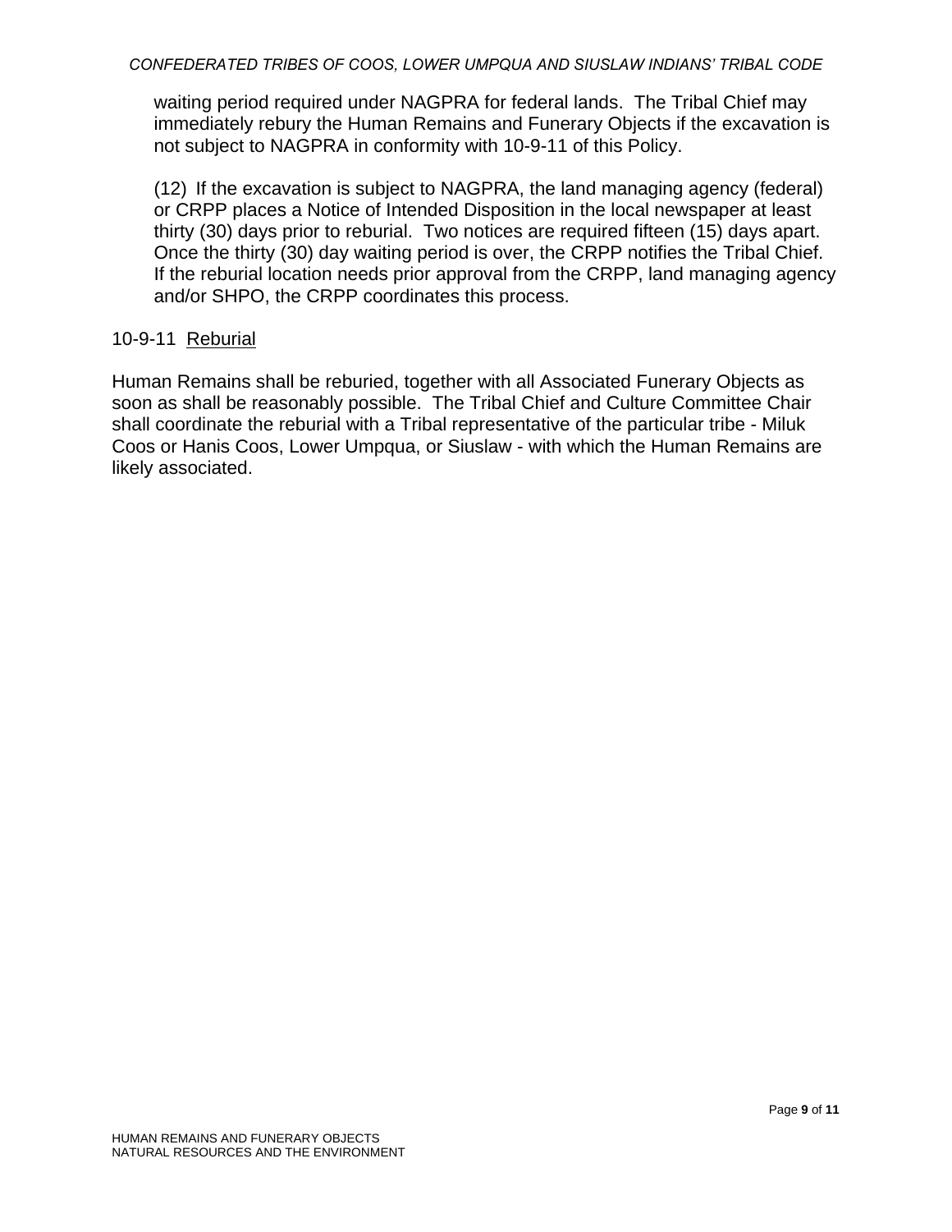waiting period required under NAGPRA for federal lands. The Tribal Chief may immediately rebury the Human Remains and Funerary Objects if the excavation is not subject to NAGPRA in conformity with 10-9-11 of this Policy.

(12) If the excavation is subject to NAGPRA, the land managing agency (federal) or CRPP places a Notice of Intended Disposition in the local newspaper at least thirty (30) days prior to reburial. Two notices are required fifteen (15) days apart. Once the thirty (30) day waiting period is over, the CRPP notifies the Tribal Chief. If the reburial location needs prior approval from the CRPP, land managing agency and/or SHPO, the CRPP coordinates this process.

10-9-11 Reburial

Human Remains shall be reburied, together with all Associated Funerary Objects as soon as shall be reasonably possible. The Tribal Chief and Culture Committee Chair shall coordinate the reburial with a Tribal representative of the particular tribe - Miluk Coos or Hanis Coos, Lower Umpqua, or Siuslaw - with which the Human Remains are likely associated.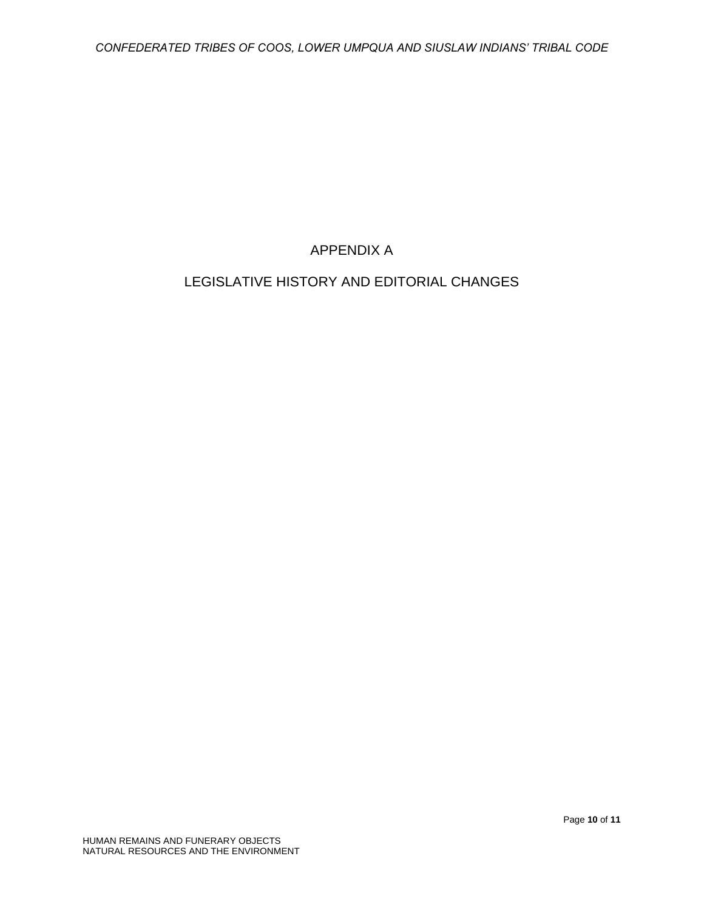# APPENDIX A

# LEGISLATIVE HISTORY AND EDITORIAL CHANGES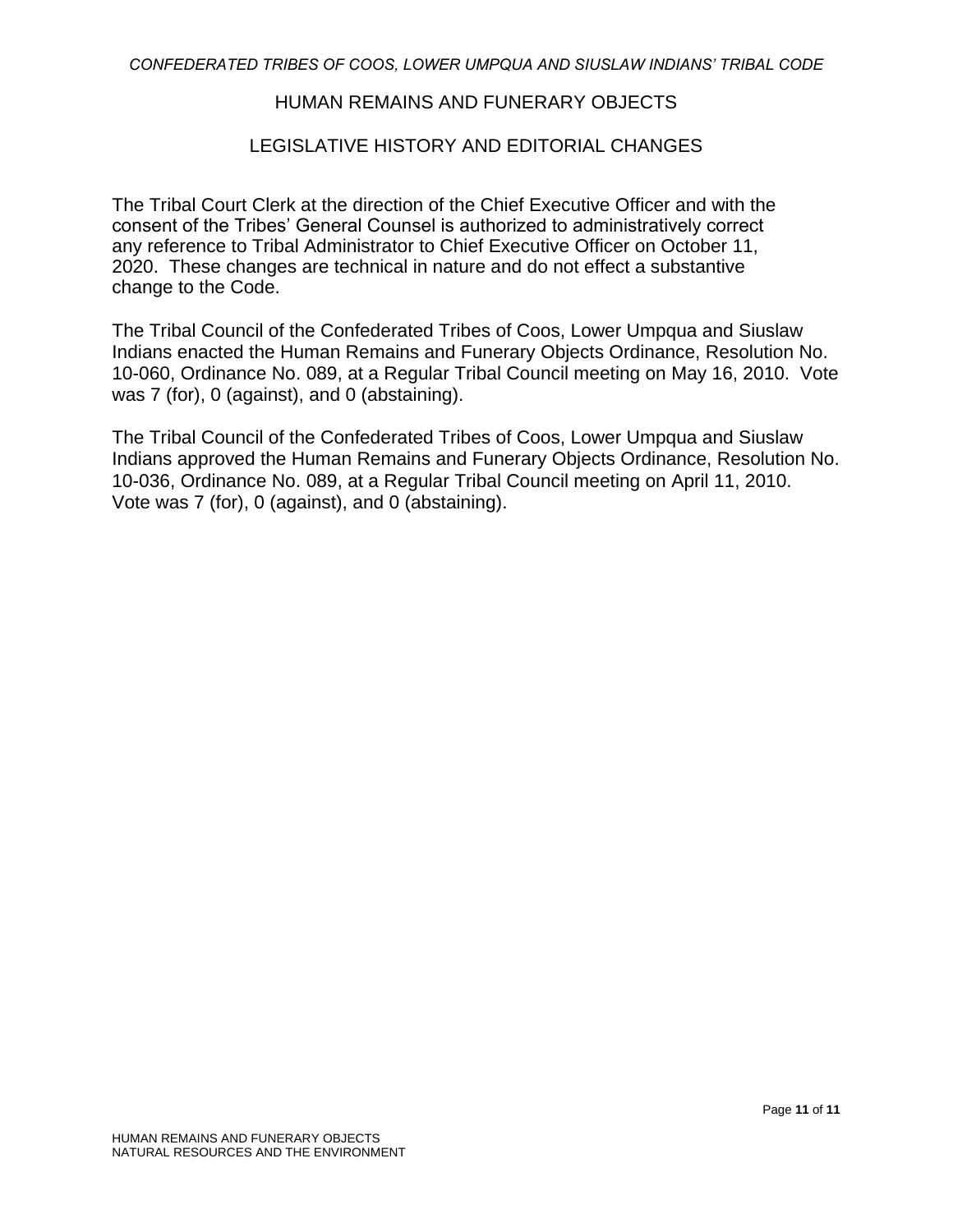## HUMAN REMAINS AND FUNERARY OBJECTS

## LEGISLATIVE HISTORY AND EDITORIAL CHANGES

The Tribal Court Clerk at the direction of the Chief Executive Officer and with the consent of the Tribes' General Counsel is authorized to administratively correct any reference to Tribal Administrator to Chief Executive Officer on October 11, 2020. These changes are technical in nature and do not effect a substantive change to the Code.

The Tribal Council of the Confederated Tribes of Coos, Lower Umpqua and Siuslaw Indians enacted the Human Remains and Funerary Objects Ordinance, Resolution No. 10-060, Ordinance No. 089, at a Regular Tribal Council meeting on May 16, 2010. Vote was 7 (for), 0 (against), and 0 (abstaining).

The Tribal Council of the Confederated Tribes of Coos, Lower Umpqua and Siuslaw Indians approved the Human Remains and Funerary Objects Ordinance, Resolution No. 10-036, Ordinance No. 089, at a Regular Tribal Council meeting on April 11, 2010. Vote was 7 (for), 0 (against), and 0 (abstaining).